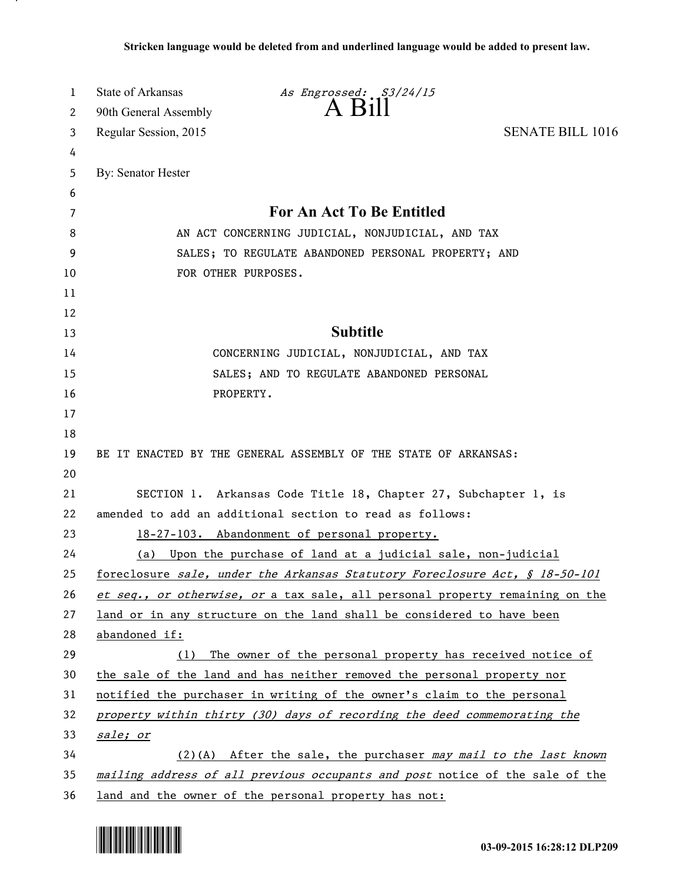Stricken language would be deleted from and underlined language would be added to present law.

State of Arkansas *As Engrossed: S3/24/15*
90th General Assembly
# A Bill
Regular Session, 2015 SENATE BILL 1016

By: Senator Hester

## For An Act To Be Entitled

AN ACT CONCERNING JUDICIAL, NONJUDICIAL, AND TAX SALES; TO REGULATE ABANDONED PERSONAL PROPERTY; AND FOR OTHER PURPOSES.

## Subtitle

CONCERNING JUDICIAL, NONJUDICIAL, AND TAX SALES; AND TO REGULATE ABANDONED PERSONAL PROPERTY.

BE IT ENACTED BY THE GENERAL ASSEMBLY OF THE STATE OF ARKANSAS:

SECTION 1. Arkansas Code Title 18, Chapter 27, Subchapter 1, is amended to add an additional section to read as follows:

18-27-103. Abandonment of personal property.

(a) Upon the purchase of land at a judicial sale, non-judicial foreclosure *sale, under the Arkansas Statutory Foreclosure Act, § 18-50-101 et seq., or otherwise, or* a tax sale, all personal property remaining on the land or in any structure on the land shall be considered to have been abandoned if:

(1) The owner of the personal property has received notice of the sale of the land and has neither removed the personal property nor notified the purchaser in writing of the owner's claim to the personal *property within thirty (30) days of recording the deed commemorating the sale; or*

(2)(A) After the sale, the purchaser *may mail to the last known mailing address of all previous occupants and post* notice of the sale of the land and the owner of the personal property has not:

03-09-2015 16:28:12 DLP209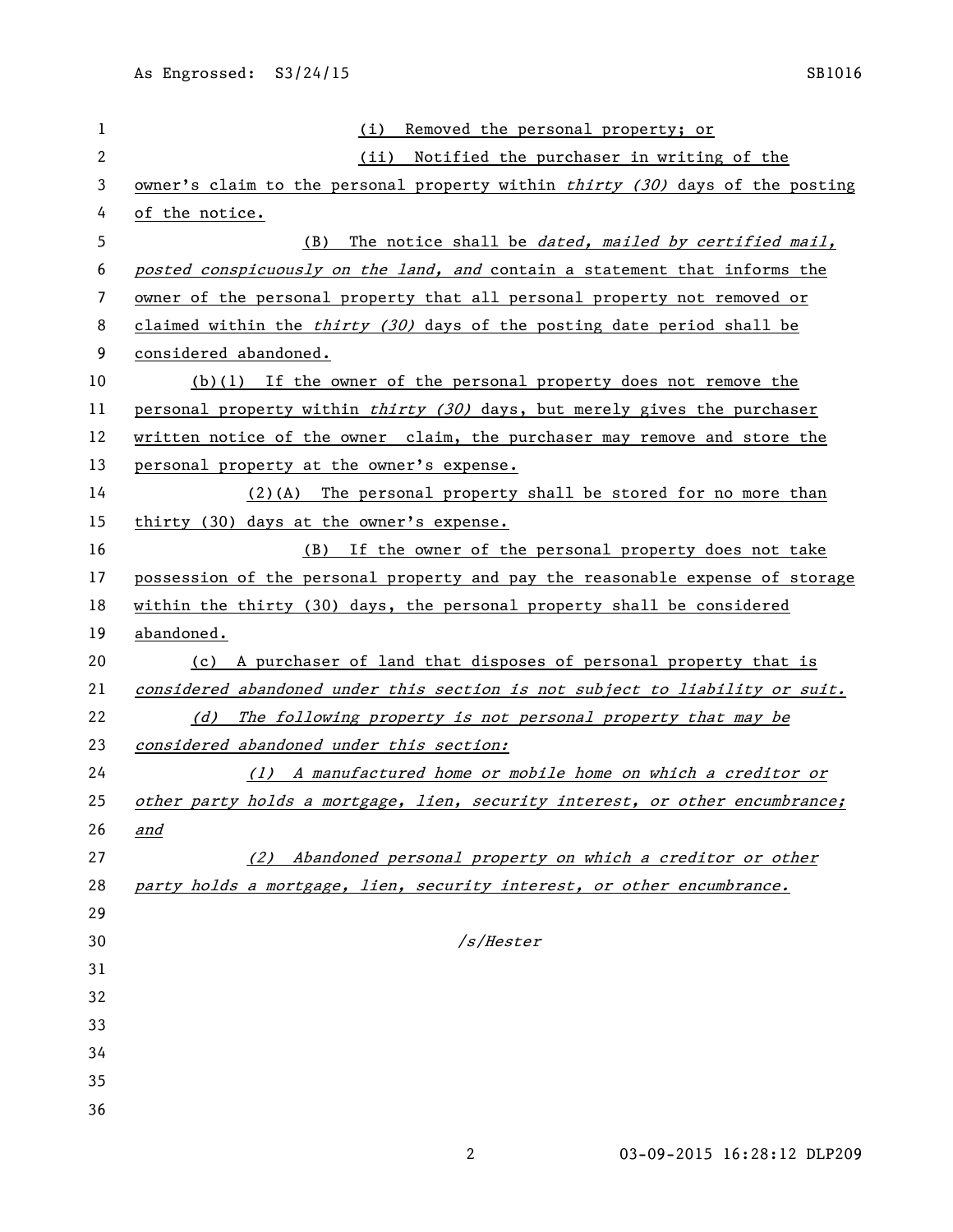(i) Removed the personal property; or

(ii) Notified the purchaser in writing of the owner's claim to the personal property within *thirty (30)* days of the posting of the notice.

(B) The notice shall be *dated, mailed by certified mail, posted conspicuously on the land, and* contain a statement that informs the owner of the personal property that all personal property not removed or claimed within the *thirty (30)* days of the posting date period shall be considered abandoned.

(b)(1) If the owner of the personal property does not remove the personal property within *thirty (30)* days, but merely gives the purchaser written notice of the owner claim, the purchaser may remove and store the personal property at the owner's expense.

(2)(A) The personal property shall be stored for no more than thirty (30) days at the owner's expense.

(B) If the owner of the personal property does not take possession of the personal property and pay the reasonable expense of storage within the thirty (30) days, the personal property shall be considered abandoned.

(c) A purchaser of land that disposes of personal property that is *considered abandoned under this section is not subject to liability or suit.*

*(d) The following property is not personal property that may be considered abandoned under this section:*

*(1) A manufactured home or mobile home on which a creditor or other party holds a mortgage, lien, security interest, or other encumbrance; and*

*(2) Abandoned personal property on which a creditor or other party holds a mortgage, lien, security interest, or other encumbrance.*

*/s/Hester*